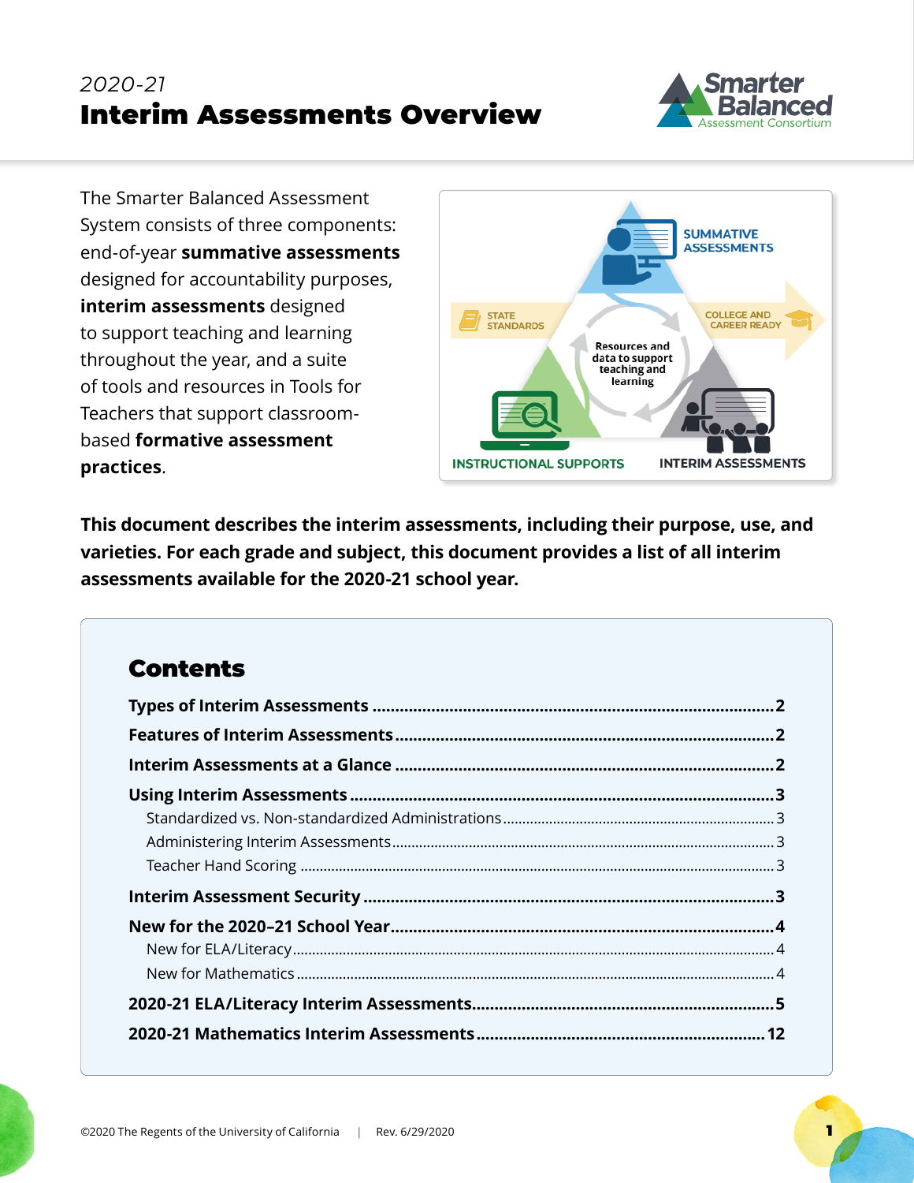*2020-21*
# Interim Assessments Overview

The Smarter Balanced Assessment System consists of three components: end-of-year **summative assessments** designed for accountability purposes, **interim assessments** designed to support teaching and learning throughout the year, and a suite of tools and resources in Tools for Teachers that support classroom-based **formative assessment practices**.

**This document describes the interim assessments, including their purpose, use, and varieties. For each grade and subject, this document provides a list of all interim assessments available for the 2020-21 school year.**

## Contents

**Types of Interim Assessments** ........ 2

**Features of Interim Assessments** ........ 2

**Interim Assessments at a Glance** ........ 2

**Using Interim Assessments** ........ 3

- Standardized vs. Non-standardized Administrations ........ 3
- Administering Interim Assessments ........ 3
- Teacher Hand Scoring ........ 3

**Interim Assessment Security** ........ 3

**New for the 2020–21 School Year** ........ 4

- New for ELA/Literacy ........ 4
- New for Mathematics ........ 4

**2020-21 ELA/Literacy Interim Assessments** ........ 5

**2020-21 Mathematics Interim Assessments** ........ 12

©2020 The Regents of the University of California | Rev. 6/29/2020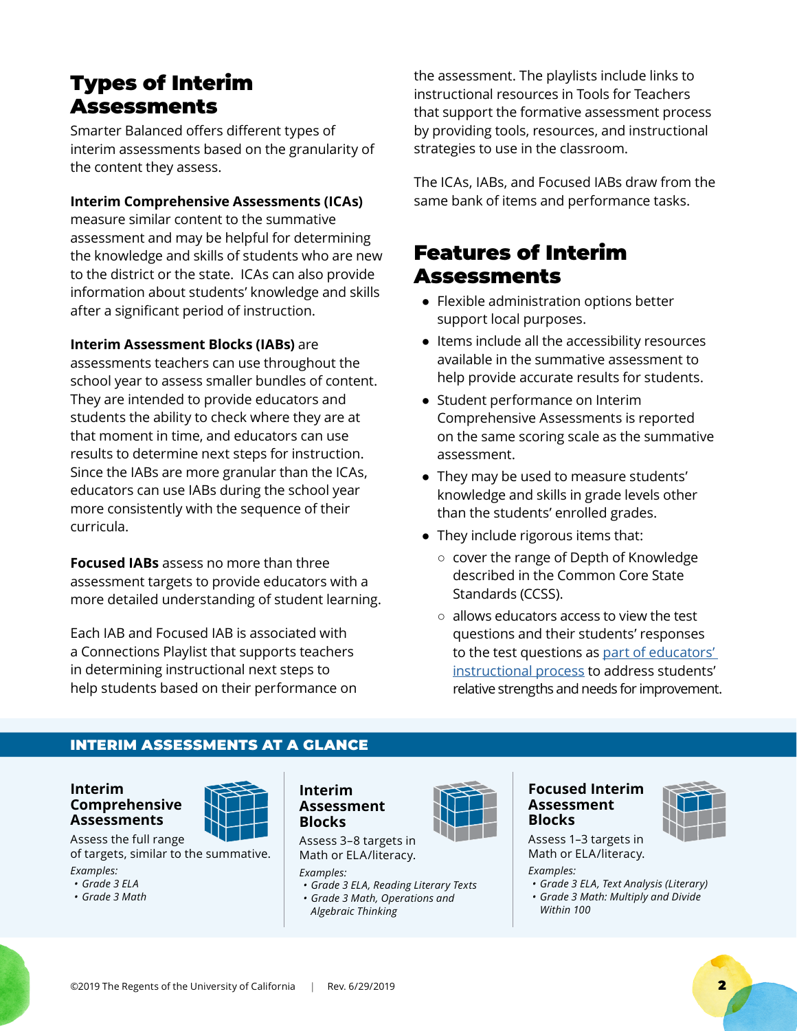## Types of Interim Assessments

Smarter Balanced offers different types of interim assessments based on the granularity of the content they assess.

**Interim Comprehensive Assessments (ICAs)** measure similar content to the summative assessment and may be helpful for determining the knowledge and skills of students who are new to the district or the state. ICAs can also provide information about students' knowledge and skills after a significant period of instruction.

**Interim Assessment Blocks (IABs)** are assessments teachers can use throughout the school year to assess smaller bundles of content. They are intended to provide educators and students the ability to check where they are at that moment in time, and educators can use results to determine next steps for instruction. Since the IABs are more granular than the ICAs, educators can use IABs during the school year more consistently with the sequence of their curricula.

**Focused IABs** assess no more than three assessment targets to provide educators with a more detailed understanding of student learning.

Each IAB and Focused IAB is associated with a Connections Playlist that supports teachers in determining instructional next steps to help students based on their performance on the assessment. The playlists include links to instructional resources in Tools for Teachers that support the formative assessment process by providing tools, resources, and instructional strategies to use in the classroom.

The ICAs, IABs, and Focused IABs draw from the same bank of items and performance tasks.

## Features of Interim Assessments

- Flexible administration options better support local purposes.
- Items include all the accessibility resources available in the summative assessment to help provide accurate results for students.
- Student performance on Interim Comprehensive Assessments is reported on the same scoring scale as the summative assessment.
- They may be used to measure students' knowledge and skills in grade levels other than the students' enrolled grades.
- They include rigorous items that:
  - cover the range of Depth of Knowledge described in the Common Core State Standards (CCSS).
  - allows educators access to view the test questions and their students' responses to the test questions as part of educators' instructional process to address students' relative strengths and needs for improvement.

### INTERIM ASSESSMENTS AT A GLANCE

**Interim Comprehensive Assessments**

Assess the full range of targets, similar to the summative.

*Examples:*
- *Grade 3 ELA*
- *Grade 3 Math*

**Interim Assessment Blocks**

Assess 3–8 targets in Math or ELA/literacy.

*Examples:*
- *Grade 3 ELA, Reading Literary Texts*
- *Grade 3 Math, Operations and Algebraic Thinking*

**Focused Interim Assessment Blocks**

Assess 1–3 targets in Math or ELA/literacy.

*Examples:*
- *Grade 3 ELA, Text Analysis (Literary)*
- *Grade 3 Math: Multiply and Divide Within 100*

©2019 The Regents of the University of California | Rev. 6/29/2019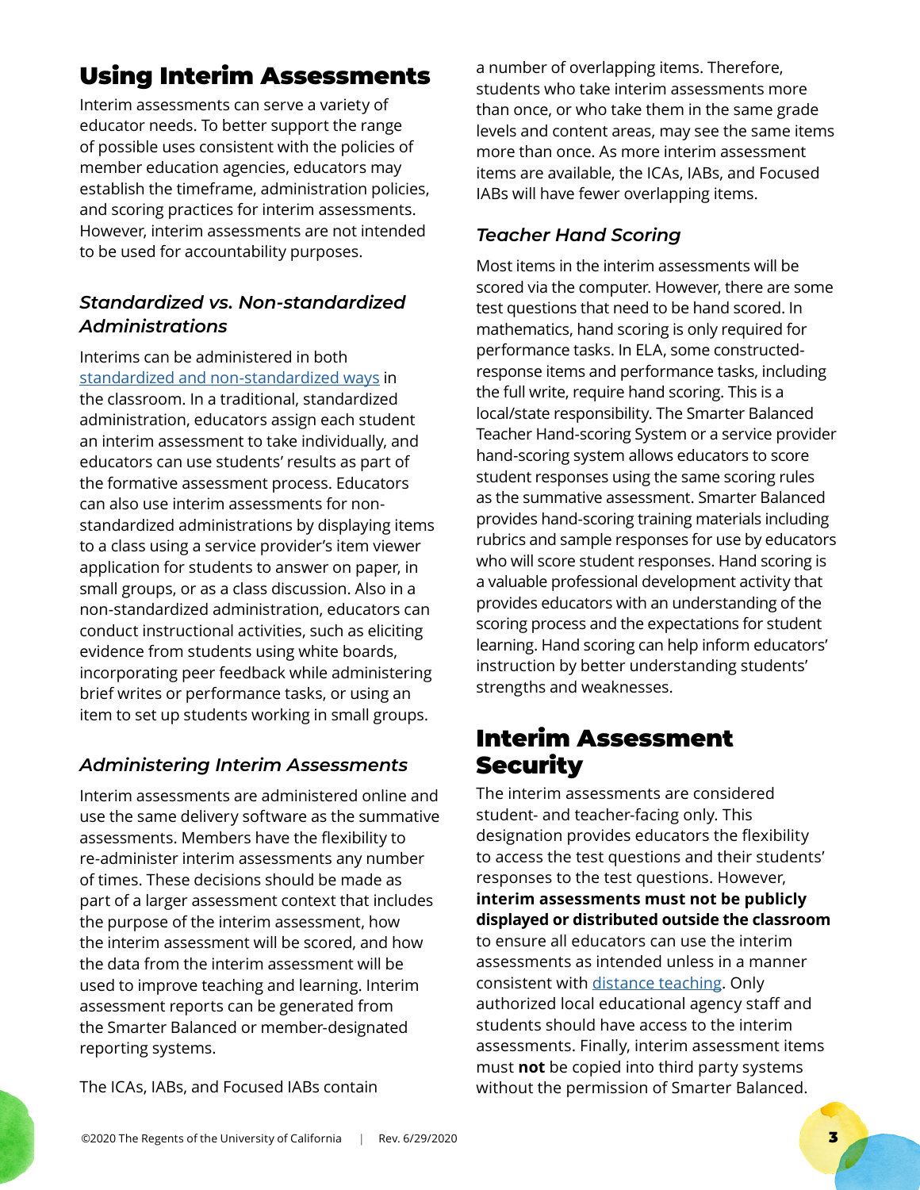# Using Interim Assessments

Interim assessments can serve a variety of educator needs. To better support the range of possible uses consistent with the policies of member education agencies, educators may establish the timeframe, administration policies, and scoring practices for interim assessments. However, interim assessments are not intended to be used for accountability purposes.

### *Standardized vs. Non-standardized Administrations*

Interims can be administered in both [standardized and non-standardized ways]() in the classroom. In a traditional, standardized administration, educators assign each student an interim assessment to take individually, and educators can use students' results as part of the formative assessment process. Educators can also use interim assessments for non-standardized administrations by displaying items to a class using a service provider's item viewer application for students to answer on paper, in small groups, or as a class discussion. Also in a non-standardized administration, educators can conduct instructional activities, such as eliciting evidence from students using white boards, incorporating peer feedback while administering brief writes or performance tasks, or using an item to set up students working in small groups.

### *Administering Interim Assessments*

Interim assessments are administered online and use the same delivery software as the summative assessments. Members have the flexibility to re-administer interim assessments any number of times. These decisions should be made as part of a larger assessment context that includes the purpose of the interim assessment, how the interim assessment will be scored, and how the data from the interim assessment will be used to improve teaching and learning. Interim assessment reports can be generated from the Smarter Balanced or member-designated reporting systems.

The ICAs, IABs, and Focused IABs contain a number of overlapping items. Therefore, students who take interim assessments more than once, or who take them in the same grade levels and content areas, may see the same items more than once. As more interim assessment items are available, the ICAs, IABs, and Focused IABs will have fewer overlapping items.

### *Teacher Hand Scoring*

Most items in the interim assessments will be scored via the computer. However, there are some test questions that need to be hand scored. In mathematics, hand scoring is only required for performance tasks. In ELA, some constructed-response items and performance tasks, including the full write, require hand scoring. This is a local/state responsibility. The Smarter Balanced Teacher Hand-scoring System or a service provider hand-scoring system allows educators to score student responses using the same scoring rules as the summative assessment. Smarter Balanced provides hand-scoring training materials including rubrics and sample responses for use by educators who will score student responses. Hand scoring is a valuable professional development activity that provides educators with an understanding of the scoring process and the expectations for student learning. Hand scoring can help inform educators' instruction by better understanding students' strengths and weaknesses.

# Interim Assessment Security

The interim assessments are considered student- and teacher-facing only. This designation provides educators the flexibility to access the test questions and their students' responses to the test questions. However, **interim assessments must not be publicly displayed or distributed outside the classroom** to ensure all educators can use the interim assessments as intended unless in a manner consistent with [distance teaching](). Only authorized local educational agency staff and students should have access to the interim assessments. Finally, interim assessment items must **not** be copied into third party systems without the permission of Smarter Balanced.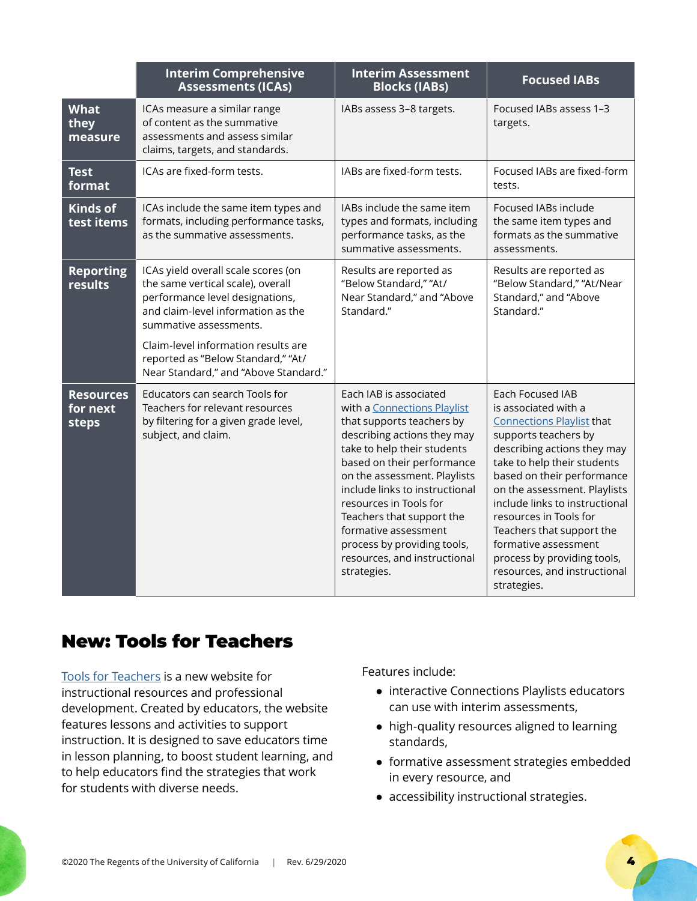| | Interim Comprehensive Assessments (ICAs) | Interim Assessment Blocks (IABs) | Focused IABs |
|---|---|---|---|
| **What they measure** | ICAs measure a similar range of content as the summative assessments and assess similar claims, targets, and standards. | IABs assess 3–8 targets. | Focused IABs assess 1–3 targets. |
| **Test format** | ICAs are fixed-form tests. | IABs are fixed-form tests. | Focused IABs are fixed-form tests. |
| **Kinds of test items** | ICAs include the same item types and formats, including performance tasks, as the summative assessments. | IABs include the same item types and formats, including performance tasks, as the summative assessments. | Focused IABs include the same item types and formats as the summative assessments. |
| **Reporting results** | ICAs yield overall scale scores (on the same vertical scale), overall performance level designations, and claim-level information as the summative assessments.<br><br>Claim-level information results are reported as "Below Standard," "At/Near Standard," and "Above Standard." | Results are reported as "Below Standard," "At/Near Standard," and "Above Standard." | Results are reported as "Below Standard," "At/Near Standard," and "Above Standard." |
| **Resources for next steps** | Educators can search Tools for Teachers for relevant resources by filtering for a given grade level, subject, and claim. | Each IAB is associated with a Connections Playlist that supports teachers by describing actions they may take to help their students based on their performance on the assessment. Playlists include links to instructional resources in Tools for Teachers that support the formative assessment process by providing tools, resources, and instructional strategies. | Each Focused IAB is associated with a Connections Playlist that supports teachers by describing actions they may take to help their students based on their performance on the assessment. Playlists include links to instructional resources in Tools for Teachers that support the formative assessment process by providing tools, resources, and instructional strategies. |

## New: Tools for Teachers

Tools for Teachers is a new website for instructional resources and professional development. Created by educators, the website features lessons and activities to support instruction. It is designed to save educators time in lesson planning, to boost student learning, and to help educators find the strategies that work for students with diverse needs.

Features include:

- interactive Connections Playlists educators can use with interim assessments,
- high-quality resources aligned to learning standards,
- formative assessment strategies embedded in every resource, and
- accessibility instructional strategies.

©2020 The Regents of the University of California | Rev. 6/29/2020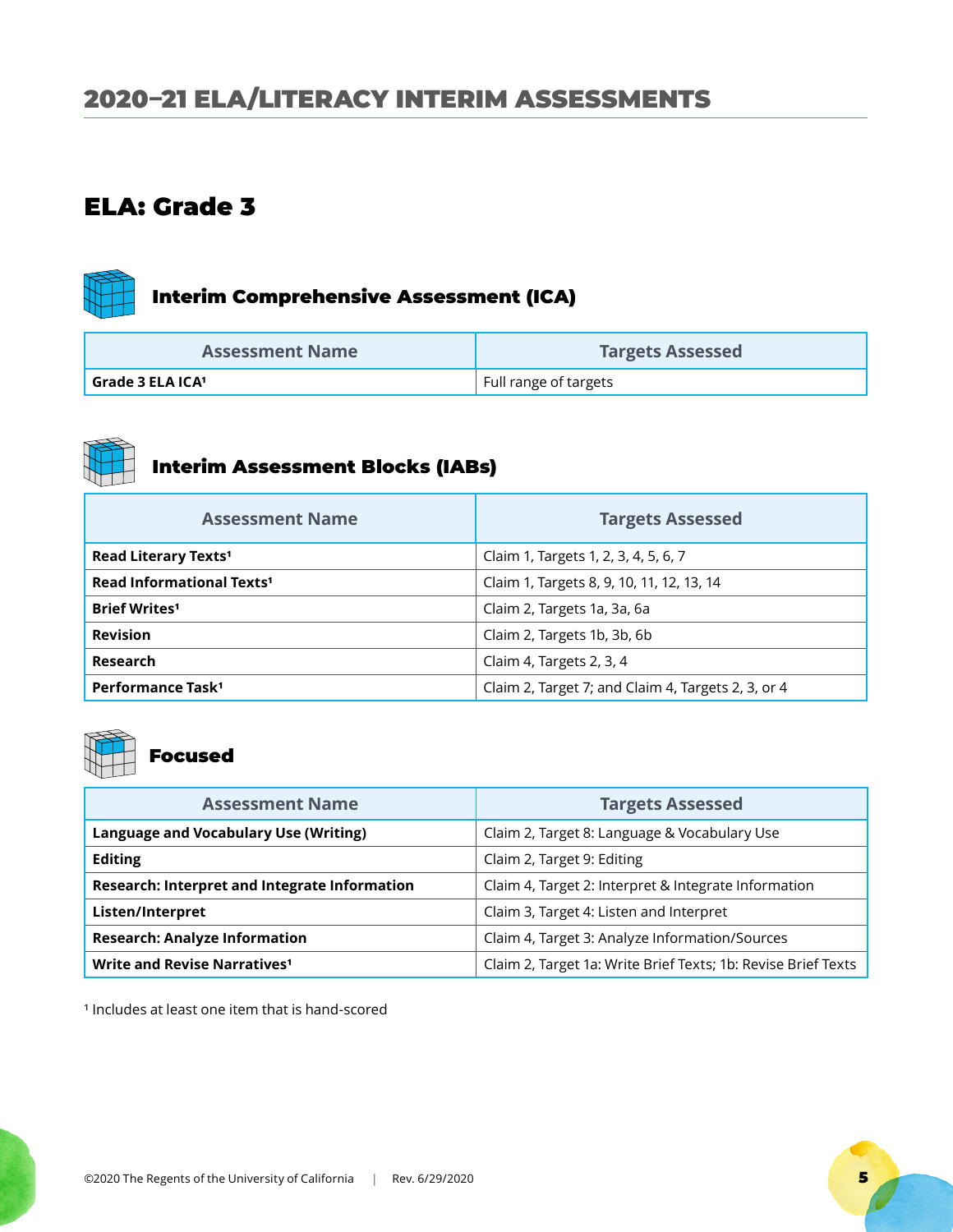## 2020–21 ELA/LITERACY INTERIM ASSESSMENTS

# ELA: Grade 3

### Interim Comprehensive Assessment (ICA)

| Assessment Name | Targets Assessed |
|---|---|
| **Grade 3 ELA ICA[1]** | Full range of targets |

### Interim Assessment Blocks (IABs)

| Assessment Name | Targets Assessed |
|---|---|
| **Read Literary Texts[1]** | Claim 1, Targets 1, 2, 3, 4, 5, 6, 7 |
| **Read Informational Texts[1]** | Claim 1, Targets 8, 9, 10, 11, 12, 13, 14 |
| **Brief Writes[1]** | Claim 2, Targets 1a, 3a, 6a |
| **Revision** | Claim 2, Targets 1b, 3b, 6b |
| **Research** | Claim 4, Targets 2, 3, 4 |
| **Performance Task[1]** | Claim 2, Target 7; and Claim 4, Targets 2, 3, or 4 |

### Focused

| Assessment Name | Targets Assessed |
|---|---|
| **Language and Vocabulary Use (Writing)** | Claim 2, Target 8: Language & Vocabulary Use |
| **Editing** | Claim 2, Target 9: Editing |
| **Research: Interpret and Integrate Information** | Claim 4, Target 2: Interpret & Integrate Information |
| **Listen/Interpret** | Claim 3, Target 4: Listen and Interpret |
| **Research: Analyze Information** | Claim 4, Target 3: Analyze Information/Sources |
| **Write and Revise Narratives[1]** | Claim 2, Target 1a: Write Brief Texts; 1b: Revise Brief Texts |

[1] Includes at least one item that is hand-scored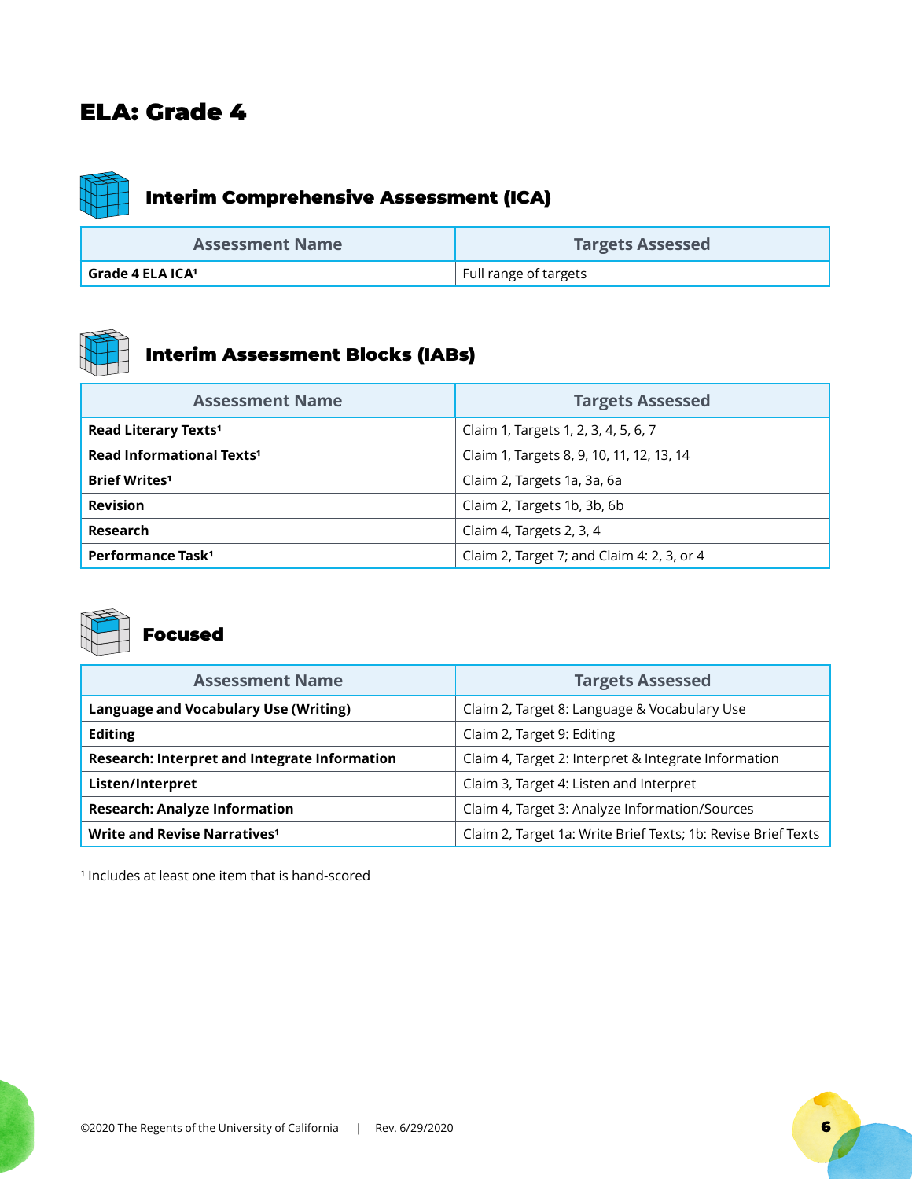# ELA: Grade 4

## Interim Comprehensive Assessment (ICA)

| Assessment Name | Targets Assessed |
| --- | --- |
| **Grade 4 ELA ICA[1]** | Full range of targets |

## Interim Assessment Blocks (IABs)

| Assessment Name | Targets Assessed |
| --- | --- |
| **Read Literary Texts[1]** | Claim 1, Targets 1, 2, 3, 4, 5, 6, 7 |
| **Read Informational Texts[1]** | Claim 1, Targets 8, 9, 10, 11, 12, 13, 14 |
| **Brief Writes[1]** | Claim 2, Targets 1a, 3a, 6a |
| **Revision** | Claim 2, Targets 1b, 3b, 6b |
| **Research** | Claim 4, Targets 2, 3, 4 |
| **Performance Task[1]** | Claim 2, Target 7; and Claim 4: 2, 3, or 4 |

## Focused

| Assessment Name | Targets Assessed |
| --- | --- |
| **Language and Vocabulary Use (Writing)** | Claim 2, Target 8: Language & Vocabulary Use |
| **Editing** | Claim 2, Target 9: Editing |
| **Research: Interpret and Integrate Information** | Claim 4, Target 2: Interpret & Integrate Information |
| **Listen/Interpret** | Claim 3, Target 4: Listen and Interpret |
| **Research: Analyze Information** | Claim 4, Target 3: Analyze Information/Sources |
| **Write and Revise Narratives[1]** | Claim 2, Target 1a: Write Brief Texts; 1b: Revise Brief Texts |

[1] Includes at least one item that is hand-scored

©2020 The Regents of the University of California | Rev. 6/29/2020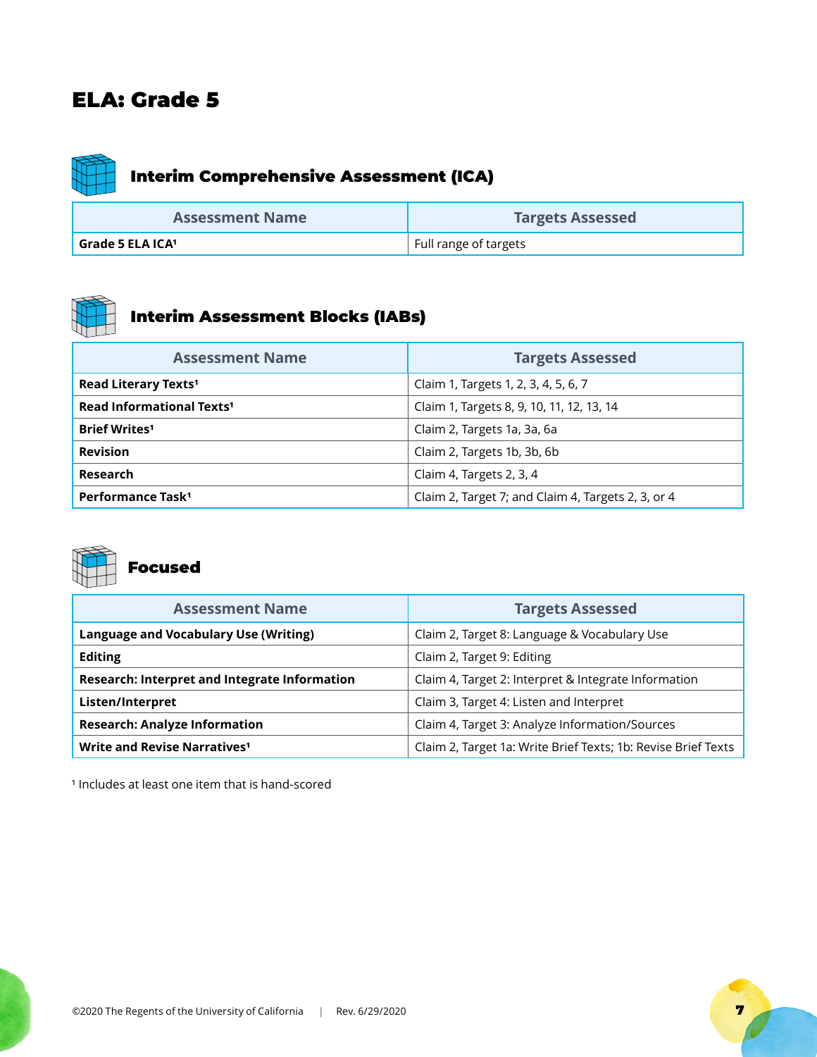# ELA: Grade 5

## Interim Comprehensive Assessment (ICA)

| Assessment Name | Targets Assessed |
|---|---|
| **Grade 5 ELA ICA**[1] | Full range of targets |

## Interim Assessment Blocks (IABs)

| Assessment Name | Targets Assessed |
|---|---|
| **Read Literary Texts**[1] | Claim 1, Targets 1, 2, 3, 4, 5, 6, 7 |
| **Read Informational Texts**[1] | Claim 1, Targets 8, 9, 10, 11, 12, 13, 14 |
| **Brief Writes**[1] | Claim 2, Targets 1a, 3a, 6a |
| **Revision** | Claim 2, Targets 1b, 3b, 6b |
| **Research** | Claim 4, Targets 2, 3, 4 |
| **Performance Task**[1] | Claim 2, Target 7; and Claim 4, Targets 2, 3, or 4 |

## Focused

| Assessment Name | Targets Assessed |
|---|---|
| **Language and Vocabulary Use (Writing)** | Claim 2, Target 8: Language & Vocabulary Use |
| **Editing** | Claim 2, Target 9: Editing |
| **Research: Interpret and Integrate Information** | Claim 4, Target 2: Interpret & Integrate Information |
| **Listen/Interpret** | Claim 3, Target 4: Listen and Interpret |
| **Research: Analyze Information** | Claim 4, Target 3: Analyze Information/Sources |
| **Write and Revise Narratives**[1] | Claim 2, Target 1a: Write Brief Texts; 1b: Revise Brief Texts |

[1] Includes at least one item that is hand-scored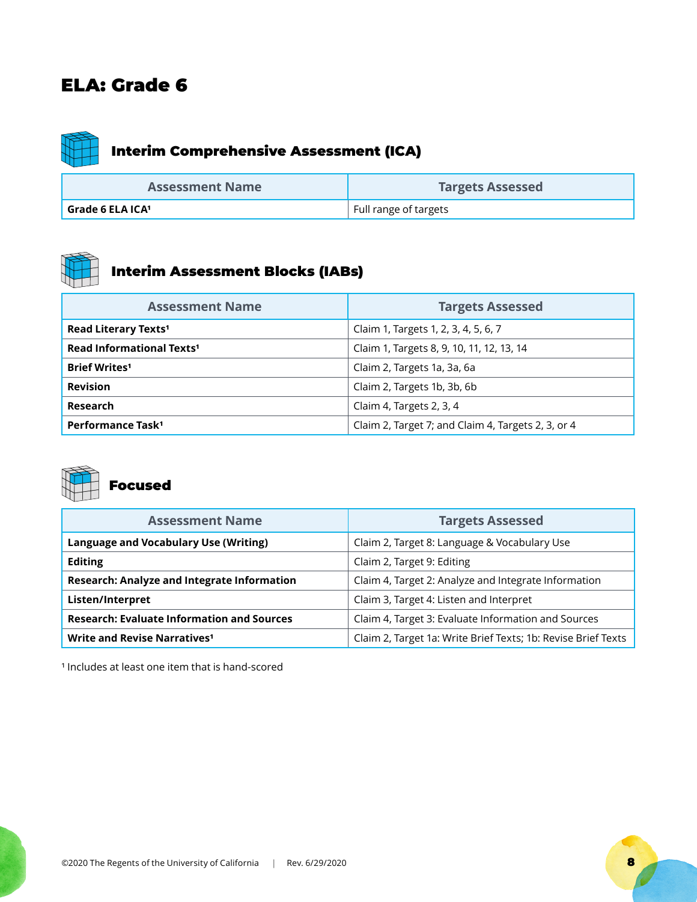# ELA: Grade 6

## Interim Comprehensive Assessment (ICA)

| Assessment Name | Targets Assessed |
| --- | --- |
| **Grade 6 ELA ICA[1]** | Full range of targets |

## Interim Assessment Blocks (IABs)

| Assessment Name | Targets Assessed |
| --- | --- |
| **Read Literary Texts[1]** | Claim 1, Targets 1, 2, 3, 4, 5, 6, 7 |
| **Read Informational Texts[1]** | Claim 1, Targets 8, 9, 10, 11, 12, 13, 14 |
| **Brief Writes[1]** | Claim 2, Targets 1a, 3a, 6a |
| **Revision** | Claim 2, Targets 1b, 3b, 6b |
| **Research** | Claim 4, Targets 2, 3, 4 |
| **Performance Task[1]** | Claim 2, Target 7; and Claim 4, Targets 2, 3, or 4 |

## Focused

| Assessment Name | Targets Assessed |
| --- | --- |
| **Language and Vocabulary Use (Writing)** | Claim 2, Target 8: Language & Vocabulary Use |
| **Editing** | Claim 2, Target 9: Editing |
| **Research: Analyze and Integrate Information** | Claim 4, Target 2: Analyze and Integrate Information |
| **Listen/Interpret** | Claim 3, Target 4: Listen and Interpret |
| **Research: Evaluate Information and Sources** | Claim 4, Target 3: Evaluate Information and Sources |
| **Write and Revise Narratives[1]** | Claim 2, Target 1a: Write Brief Texts; 1b: Revise Brief Texts |

[1] Includes at least one item that is hand-scored

©2020 The Regents of the University of California | Rev. 6/29/2020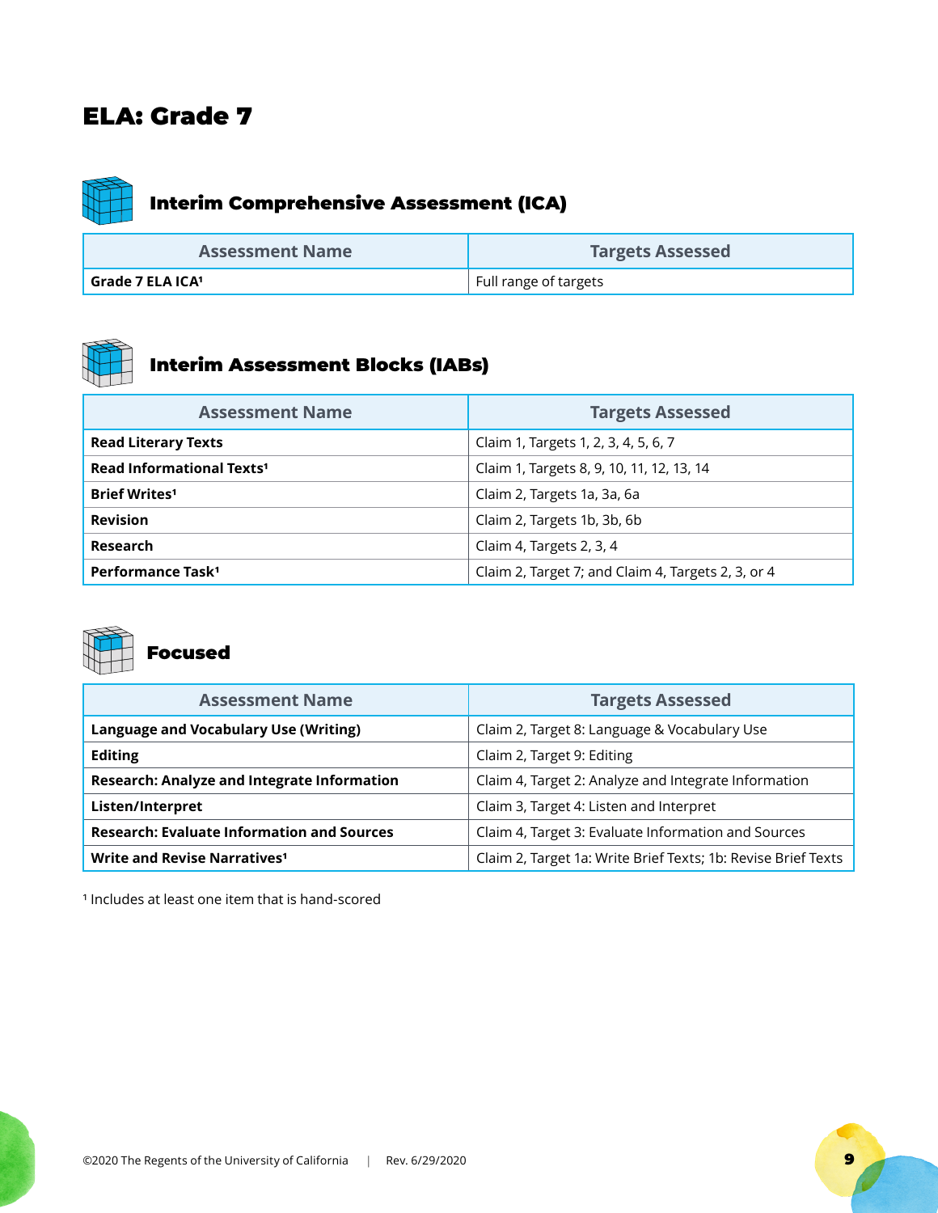# ELA: Grade 7

## Interim Comprehensive Assessment (ICA)

| Assessment Name | Targets Assessed |
|---|---|
| **Grade 7 ELA ICA[1]** | Full range of targets |

## Interim Assessment Blocks (IABs)

| Assessment Name | Targets Assessed |
|---|---|
| **Read Literary Texts** | Claim 1, Targets 1, 2, 3, 4, 5, 6, 7 |
| **Read Informational Texts[1]** | Claim 1, Targets 8, 9, 10, 11, 12, 13, 14 |
| **Brief Writes[1]** | Claim 2, Targets 1a, 3a, 6a |
| **Revision** | Claim 2, Targets 1b, 3b, 6b |
| **Research** | Claim 4, Targets 2, 3, 4 |
| **Performance Task[1]** | Claim 2, Target 7; and Claim 4, Targets 2, 3, or 4 |

## Focused

| Assessment Name | Targets Assessed |
|---|---|
| **Language and Vocabulary Use (Writing)** | Claim 2, Target 8: Language & Vocabulary Use |
| **Editing** | Claim 2, Target 9: Editing |
| **Research: Analyze and Integrate Information** | Claim 4, Target 2: Analyze and Integrate Information |
| **Listen/Interpret** | Claim 3, Target 4: Listen and Interpret |
| **Research: Evaluate Information and Sources** | Claim 4, Target 3: Evaluate Information and Sources |
| **Write and Revise Narratives[1]** | Claim 2, Target 1a: Write Brief Texts; 1b: Revise Brief Texts |

[1] Includes at least one item that is hand-scored

©2020 The Regents of the University of California | Rev. 6/29/2020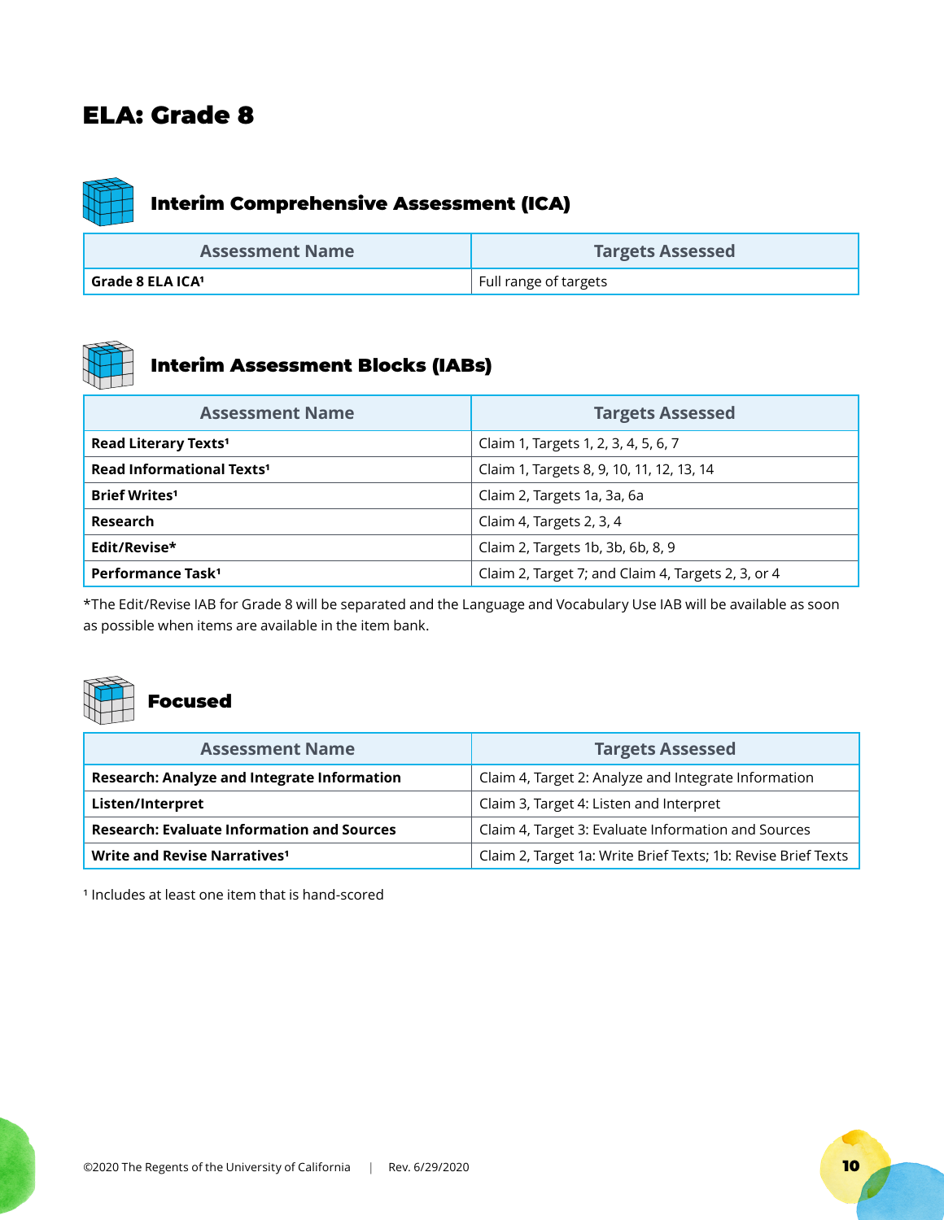# ELA: Grade 8

## Interim Comprehensive Assessment (ICA)

| Assessment Name | Targets Assessed |
|---|---|
| **Grade 8 ELA ICA[1]** | Full range of targets |

## Interim Assessment Blocks (IABs)

| Assessment Name | Targets Assessed |
|---|---|
| **Read Literary Texts[1]** | Claim 1, Targets 1, 2, 3, 4, 5, 6, 7 |
| **Read Informational Texts[1]** | Claim 1, Targets 8, 9, 10, 11, 12, 13, 14 |
| **Brief Writes[1]** | Claim 2, Targets 1a, 3a, 6a |
| **Research** | Claim 4, Targets 2, 3, 4 |
| **Edit/Revise*** | Claim 2, Targets 1b, 3b, 6b, 8, 9 |
| **Performance Task[1]** | Claim 2, Target 7; and Claim 4, Targets 2, 3, or 4 |

*The Edit/Revise IAB for Grade 8 will be separated and the Language and Vocabulary Use IAB will be available as soon as possible when items are available in the item bank.

## Focused

| Assessment Name | Targets Assessed |
|---|---|
| **Research: Analyze and Integrate Information** | Claim 4, Target 2: Analyze and Integrate Information |
| **Listen/Interpret** | Claim 3, Target 4: Listen and Interpret |
| **Research: Evaluate Information and Sources** | Claim 4, Target 3: Evaluate Information and Sources |
| **Write and Revise Narratives[1]** | Claim 2, Target 1a: Write Brief Texts; 1b: Revise Brief Texts |

[1] Includes at least one item that is hand-scored

©2020 The Regents of the University of California | Rev. 6/29/2020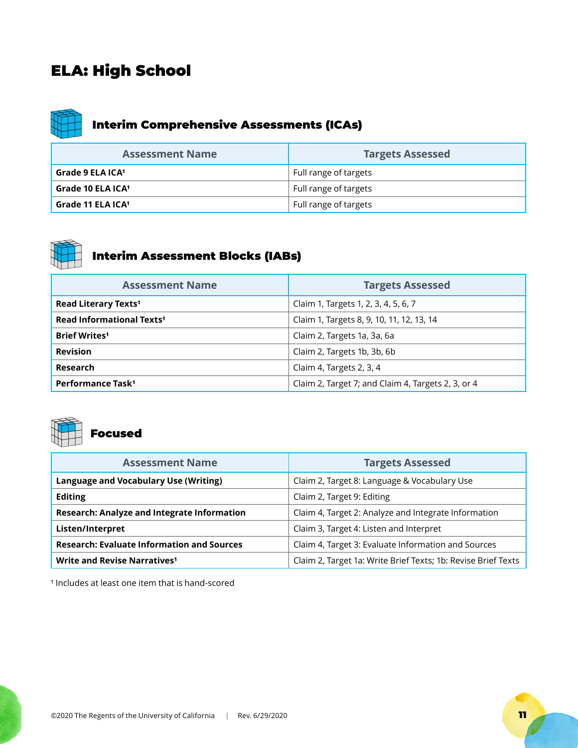# ELA: High School

## Interim Comprehensive Assessments (ICAs)

| Assessment Name | Targets Assessed |
|---|---|
| **Grade 9 ELA ICA**[1] | Full range of targets |
| **Grade 10 ELA ICA**[1] | Full range of targets |
| **Grade 11 ELA ICA**[1] | Full range of targets |

## Interim Assessment Blocks (IABs)

| Assessment Name | Targets Assessed |
|---|---|
| **Read Literary Texts**[1] | Claim 1, Targets 1, 2, 3, 4, 5, 6, 7 |
| **Read Informational Texts**[1] | Claim 1, Targets 8, 9, 10, 11, 12, 13, 14 |
| **Brief Writes**[1] | Claim 2, Targets 1a, 3a, 6a |
| **Revision** | Claim 2, Targets 1b, 3b, 6b |
| **Research** | Claim 4, Targets 2, 3, 4 |
| **Performance Task**[1] | Claim 2, Target 7; and Claim 4, Targets 2, 3, or 4 |

## Focused

| Assessment Name | Targets Assessed |
|---|---|
| **Language and Vocabulary Use (Writing)** | Claim 2, Target 8: Language & Vocabulary Use |
| **Editing** | Claim 2, Target 9: Editing |
| **Research: Analyze and Integrate Information** | Claim 4, Target 2: Analyze and Integrate Information |
| **Listen/Interpret** | Claim 3, Target 4: Listen and Interpret |
| **Research: Evaluate Information and Sources** | Claim 4, Target 3: Evaluate Information and Sources |
| **Write and Revise Narratives**[1] | Claim 2, Target 1a: Write Brief Texts; 1b: Revise Brief Texts |

[1] Includes at least one item that is hand-scored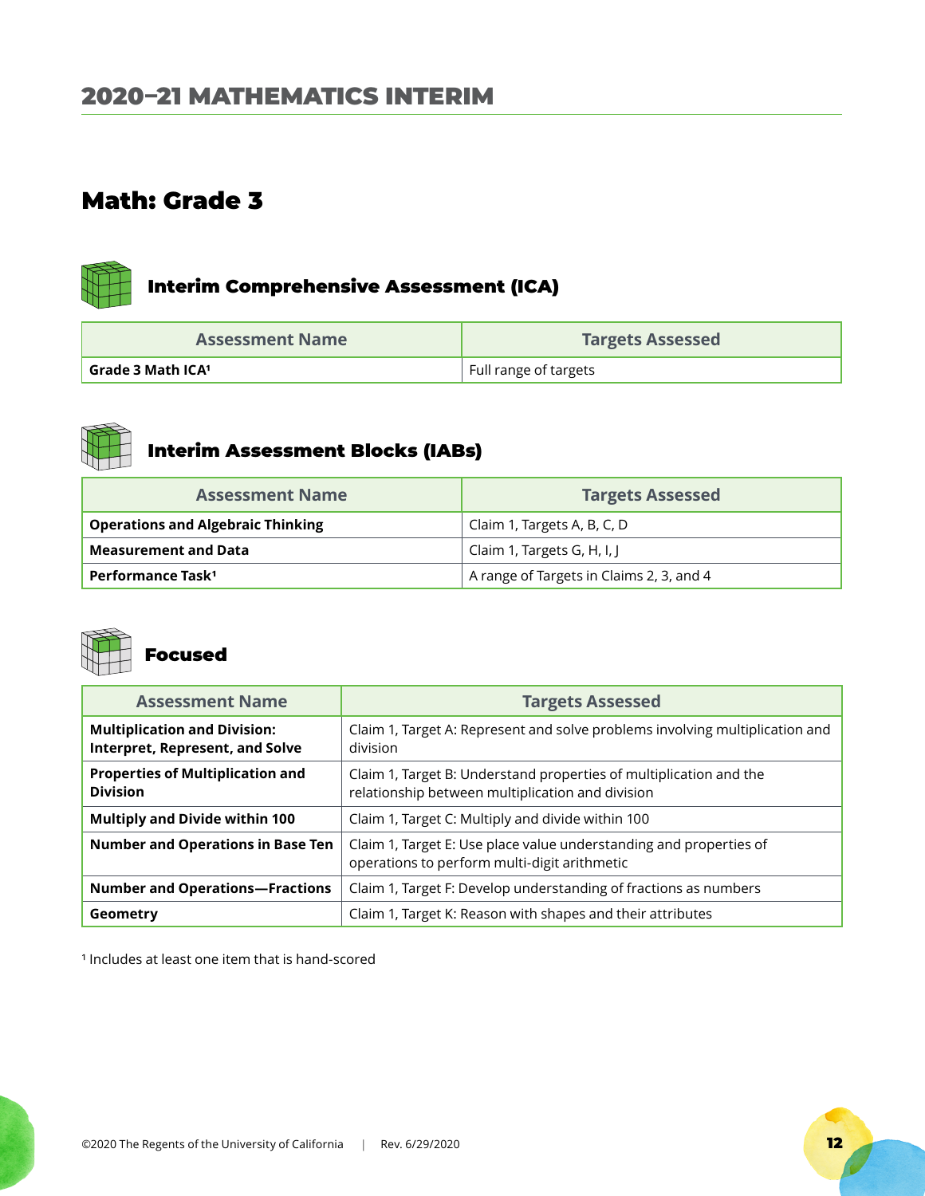# 2020–21 MATHEMATICS INTERIM

## Math: Grade 3

### Interim Comprehensive Assessment (ICA)

| Assessment Name | Targets Assessed |
|---|---|
| **Grade 3 Math ICA[1]** | Full range of targets |

### Interim Assessment Blocks (IABs)

| Assessment Name | Targets Assessed |
|---|---|
| **Operations and Algebraic Thinking** | Claim 1, Targets A, B, C, D |
| **Measurement and Data** | Claim 1, Targets G, H, I, J |
| **Performance Task[1]** | A range of Targets in Claims 2, 3, and 4 |

### Focused

| Assessment Name | Targets Assessed |
|---|---|
| **Multiplication and Division: Interpret, Represent, and Solve** | Claim 1, Target A: Represent and solve problems involving multiplication and division |
| **Properties of Multiplication and Division** | Claim 1, Target B: Understand properties of multiplication and the relationship between multiplication and division |
| **Multiply and Divide within 100** | Claim 1, Target C: Multiply and divide within 100 |
| **Number and Operations in Base Ten** | Claim 1, Target E: Use place value understanding and properties of operations to perform multi-digit arithmetic |
| **Number and Operations—Fractions** | Claim 1, Target F: Develop understanding of fractions as numbers |
| **Geometry** | Claim 1, Target K: Reason with shapes and their attributes |

[1] Includes at least one item that is hand-scored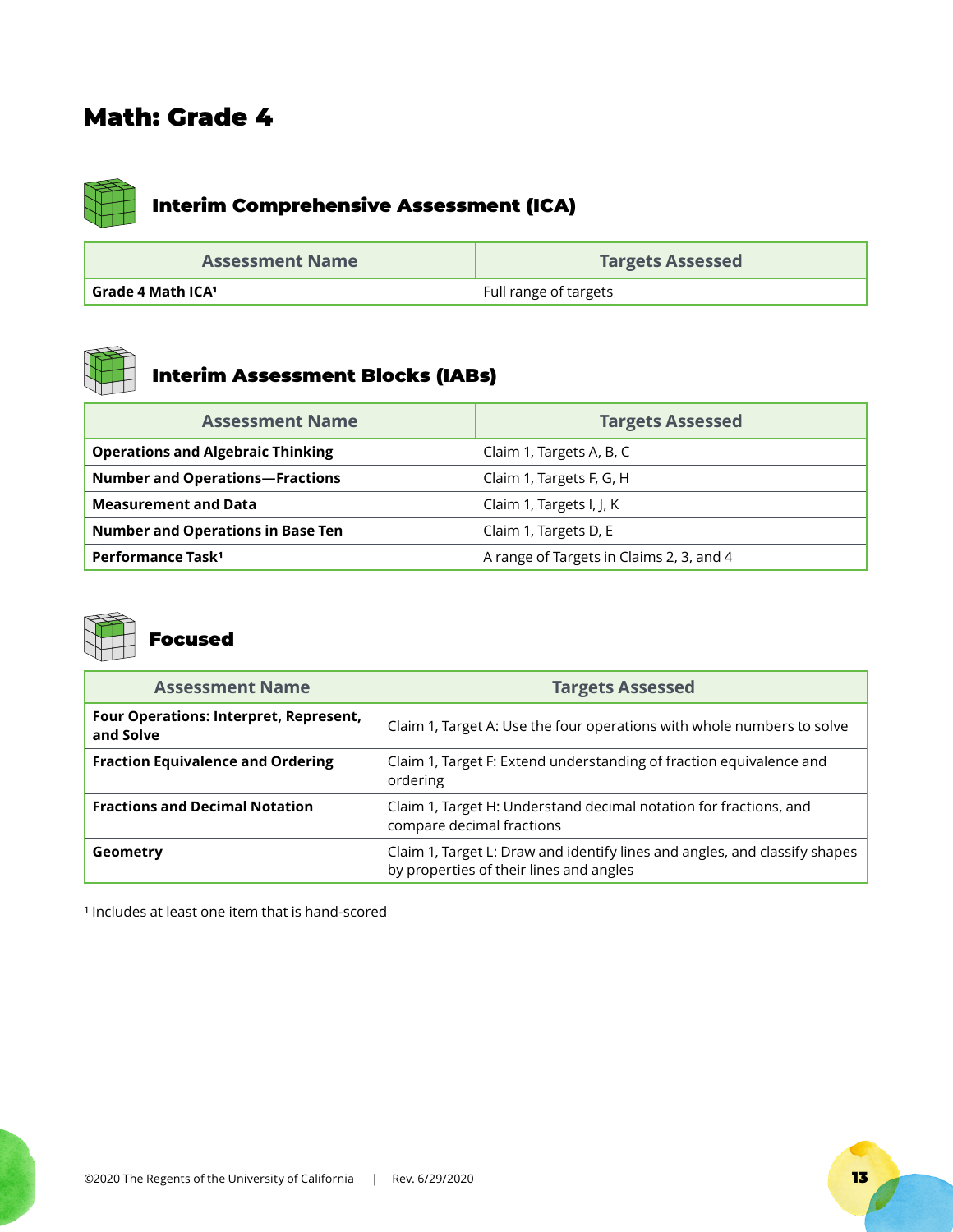# Math: Grade 4

## Interim Comprehensive Assessment (ICA)

| Assessment Name | Targets Assessed |
|---|---|
| **Grade 4 Math ICA[1]** | Full range of targets |

## Interim Assessment Blocks (IABs)

| Assessment Name | Targets Assessed |
|---|---|
| **Operations and Algebraic Thinking** | Claim 1, Targets A, B, C |
| **Number and Operations—Fractions** | Claim 1, Targets F, G, H |
| **Measurement and Data** | Claim 1, Targets I, J, K |
| **Number and Operations in Base Ten** | Claim 1, Targets D, E |
| **Performance Task[1]** | A range of Targets in Claims 2, 3, and 4 |

## Focused

| Assessment Name | Targets Assessed |
|---|---|
| **Four Operations: Interpret, Represent, and Solve** | Claim 1, Target A: Use the four operations with whole numbers to solve |
| **Fraction Equivalence and Ordering** | Claim 1, Target F: Extend understanding of fraction equivalence and ordering |
| **Fractions and Decimal Notation** | Claim 1, Target H: Understand decimal notation for fractions, and compare decimal fractions |
| **Geometry** | Claim 1, Target L: Draw and identify lines and angles, and classify shapes by properties of their lines and angles |

[1] Includes at least one item that is hand-scored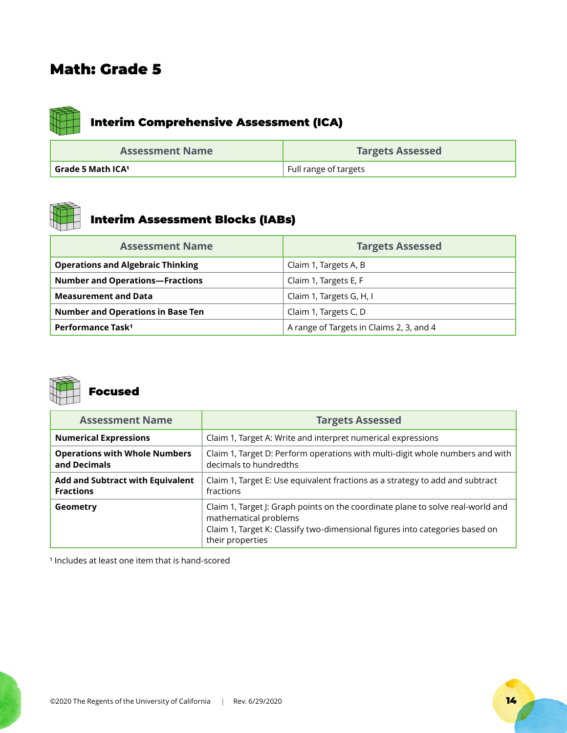# Math: Grade 5

## Interim Comprehensive Assessment (ICA)

| Assessment Name | Targets Assessed |
| --- | --- |
| **Grade 5 Math ICA[1]** | Full range of targets |

## Interim Assessment Blocks (IABs)

| Assessment Name | Targets Assessed |
| --- | --- |
| **Operations and Algebraic Thinking** | Claim 1, Targets A, B |
| **Number and Operations—Fractions** | Claim 1, Targets E, F |
| **Measurement and Data** | Claim 1, Targets G, H, I |
| **Number and Operations in Base Ten** | Claim 1, Targets C, D |
| **Performance Task[1]** | A range of Targets in Claims 2, 3, and 4 |

## Focused

| Assessment Name | Targets Assessed |
| --- | --- |
| **Numerical Expressions** | Claim 1, Target A: Write and interpret numerical expressions |
| **Operations with Whole Numbers and Decimals** | Claim 1, Target D: Perform operations with multi-digit whole numbers and with decimals to hundredths |
| **Add and Subtract with Equivalent Fractions** | Claim 1, Target E: Use equivalent fractions as a strategy to add and subtract fractions |
| **Geometry** | Claim 1, Target J: Graph points on the coordinate plane to solve real-world and mathematical problems<br>Claim 1, Target K: Classify two-dimensional figures into categories based on their properties |

[1] Includes at least one item that is hand-scored

©2020 The Regents of the University of California | Rev. 6/29/2020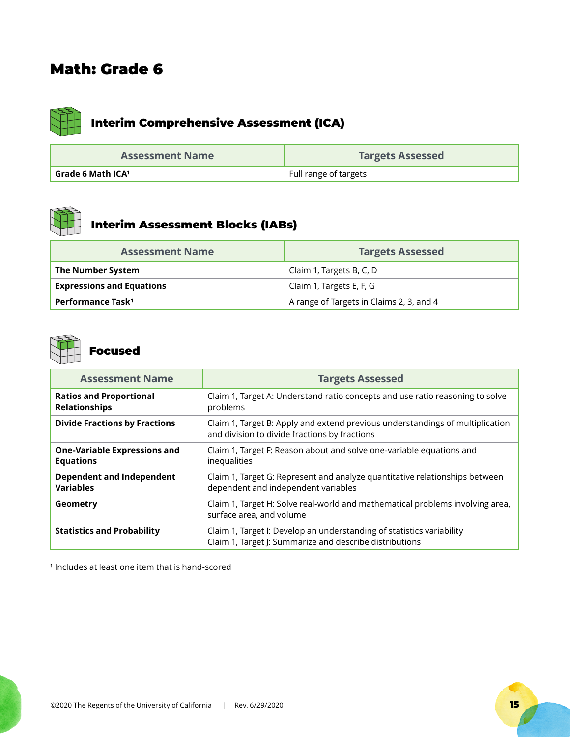# Math: Grade 6

## Interim Comprehensive Assessment (ICA)

| Assessment Name | Targets Assessed |
| --- | --- |
| **Grade 6 Math ICA[1]** | Full range of targets |

## Interim Assessment Blocks (IABs)

| Assessment Name | Targets Assessed |
| --- | --- |
| **The Number System** | Claim 1, Targets B, C, D |
| **Expressions and Equations** | Claim 1, Targets E, F, G |
| **Performance Task[1]** | A range of Targets in Claims 2, 3, and 4 |

## Focused

| Assessment Name | Targets Assessed |
| --- | --- |
| **Ratios and Proportional Relationships** | Claim 1, Target A: Understand ratio concepts and use ratio reasoning to solve problems |
| **Divide Fractions by Fractions** | Claim 1, Target B: Apply and extend previous understandings of multiplication and division to divide fractions by fractions |
| **One-Variable Expressions and Equations** | Claim 1, Target F: Reason about and solve one-variable equations and inequalities |
| **Dependent and Independent Variables** | Claim 1, Target G: Represent and analyze quantitative relationships between dependent and independent variables |
| **Geometry** | Claim 1, Target H: Solve real-world and mathematical problems involving area, surface area, and volume |
| **Statistics and Probability** | Claim 1, Target I: Develop an understanding of statistics variability<br>Claim 1, Target J: Summarize and describe distributions |

[1] Includes at least one item that is hand-scored

©2020 The Regents of the University of California | Rev. 6/29/2020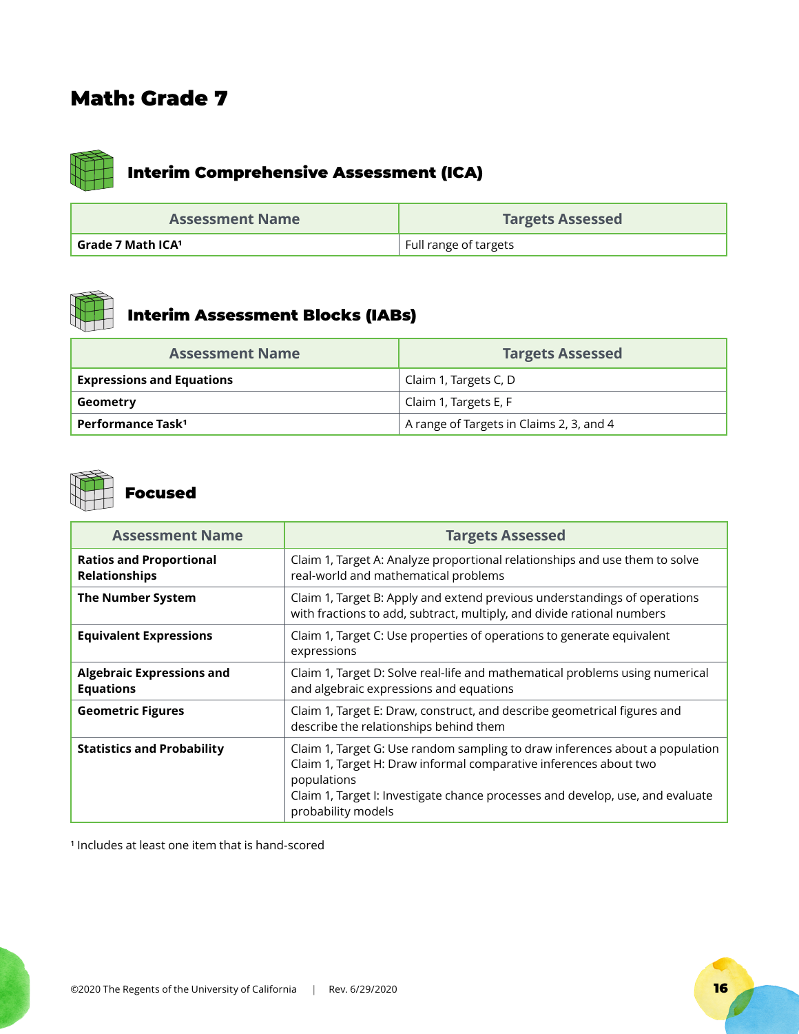# Math: Grade 7

## Interim Comprehensive Assessment (ICA)

| Assessment Name | Targets Assessed |
|---|---|
| **Grade 7 Math ICA[1]** | Full range of targets |

## Interim Assessment Blocks (IABs)

| Assessment Name | Targets Assessed |
|---|---|
| **Expressions and Equations** | Claim 1, Targets C, D |
| **Geometry** | Claim 1, Targets E, F |
| **Performance Task[1]** | A range of Targets in Claims 2, 3, and 4 |

## Focused

| Assessment Name | Targets Assessed |
|---|---|
| **Ratios and Proportional Relationships** | Claim 1, Target A: Analyze proportional relationships and use them to solve real-world and mathematical problems |
| **The Number System** | Claim 1, Target B: Apply and extend previous understandings of operations with fractions to add, subtract, multiply, and divide rational numbers |
| **Equivalent Expressions** | Claim 1, Target C: Use properties of operations to generate equivalent expressions |
| **Algebraic Expressions and Equations** | Claim 1, Target D: Solve real-life and mathematical problems using numerical and algebraic expressions and equations |
| **Geometric Figures** | Claim 1, Target E: Draw, construct, and describe geometrical figures and describe the relationships behind them |
| **Statistics and Probability** | Claim 1, Target G: Use random sampling to draw inferences about a population<br>Claim 1, Target H: Draw informal comparative inferences about two populations<br>Claim 1, Target I: Investigate chance processes and develop, use, and evaluate probability models |

[1] Includes at least one item that is hand-scored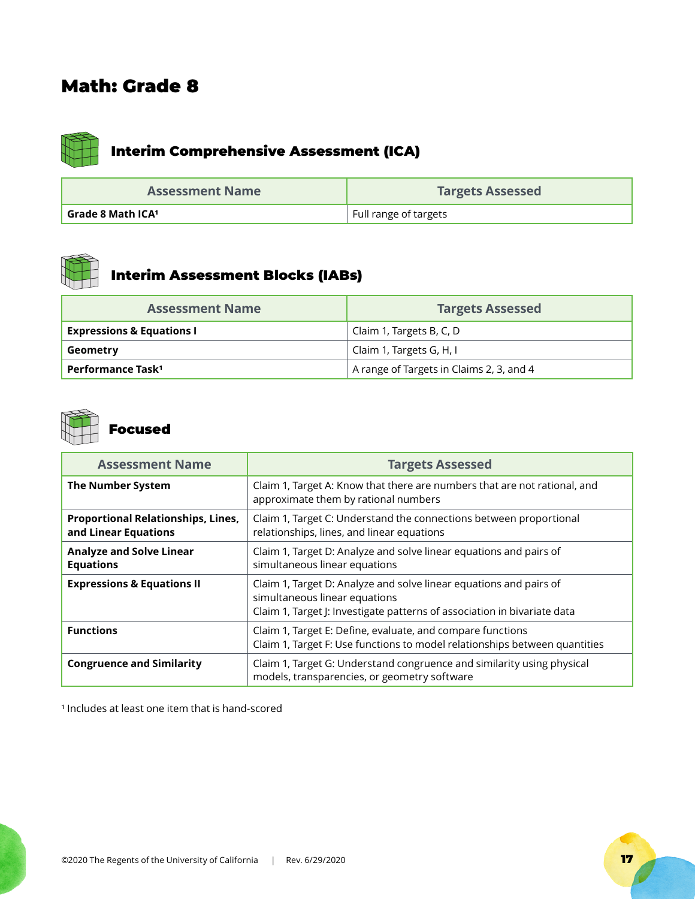# Math: Grade 8

## Interim Comprehensive Assessment (ICA)

| Assessment Name | Targets Assessed |
|---|---|
| **Grade 8 Math ICA[1]** | Full range of targets |

## Interim Assessment Blocks (IABs)

| Assessment Name | Targets Assessed |
|---|---|
| **Expressions & Equations I** | Claim 1, Targets B, C, D |
| **Geometry** | Claim 1, Targets G, H, I |
| **Performance Task[1]** | A range of Targets in Claims 2, 3, and 4 |

## Focused

| Assessment Name | Targets Assessed |
|---|---|
| **The Number System** | Claim 1, Target A: Know that there are numbers that are not rational, and approximate them by rational numbers |
| **Proportional Relationships, Lines, and Linear Equations** | Claim 1, Target C: Understand the connections between proportional relationships, lines, and linear equations |
| **Analyze and Solve Linear Equations** | Claim 1, Target D: Analyze and solve linear equations and pairs of simultaneous linear equations |
| **Expressions & Equations II** | Claim 1, Target D: Analyze and solve linear equations and pairs of simultaneous linear equations<br>Claim 1, Target J: Investigate patterns of association in bivariate data |
| **Functions** | Claim 1, Target E: Define, evaluate, and compare functions<br>Claim 1, Target F: Use functions to model relationships between quantities |
| **Congruence and Similarity** | Claim 1, Target G: Understand congruence and similarity using physical models, transparencies, or geometry software |

[1] Includes at least one item that is hand-scored

©2020 The Regents of the University of California | Rev. 6/29/2020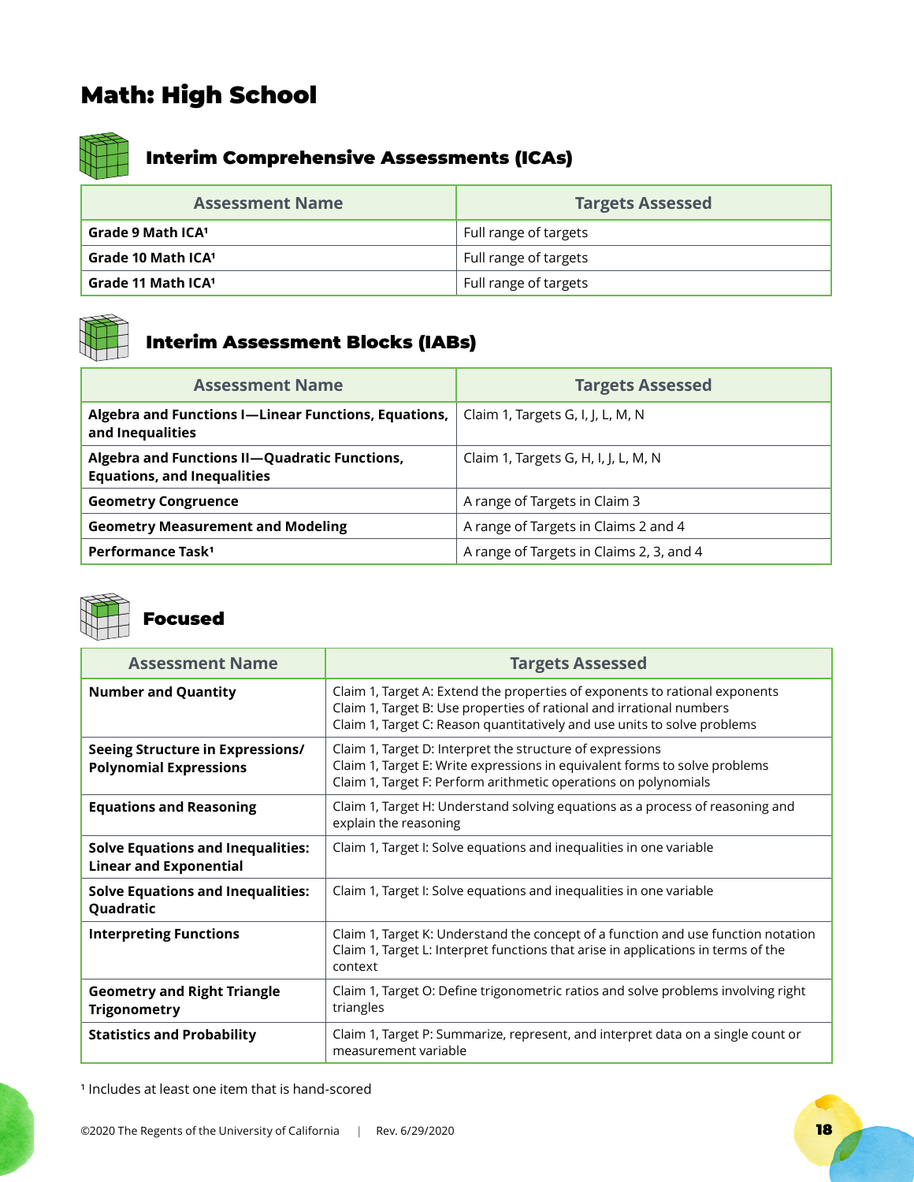# Math: High School

## Interim Comprehensive Assessments (ICAs)

| Assessment Name | Targets Assessed |
| --- | --- |
| **Grade 9 Math ICA[1]** | Full range of targets |
| **Grade 10 Math ICA[1]** | Full range of targets |
| **Grade 11 Math ICA[1]** | Full range of targets |

## Interim Assessment Blocks (IABs)

| Assessment Name | Targets Assessed |
| --- | --- |
| **Algebra and Functions I—Linear Functions, Equations, and Inequalities** | Claim 1, Targets G, I, J, L, M, N |
| **Algebra and Functions II—Quadratic Functions, Equations, and Inequalities** | Claim 1, Targets G, H, I, J, L, M, N |
| **Geometry Congruence** | A range of Targets in Claim 3 |
| **Geometry Measurement and Modeling** | A range of Targets in Claims 2 and 4 |
| **Performance Task[1]** | A range of Targets in Claims 2, 3, and 4 |

## Focused

| Assessment Name | Targets Assessed |
| --- | --- |
| **Number and Quantity** | Claim 1, Target A: Extend the properties of exponents to rational exponents<br>Claim 1, Target B: Use properties of rational and irrational numbers<br>Claim 1, Target C: Reason quantitatively and use units to solve problems |
| **Seeing Structure in Expressions/ Polynomial Expressions** | Claim 1, Target D: Interpret the structure of expressions<br>Claim 1, Target E: Write expressions in equivalent forms to solve problems<br>Claim 1, Target F: Perform arithmetic operations on polynomials |
| **Equations and Reasoning** | Claim 1, Target H: Understand solving equations as a process of reasoning and explain the reasoning |
| **Solve Equations and Inequalities: Linear and Exponential** | Claim 1, Target I: Solve equations and inequalities in one variable |
| **Solve Equations and Inequalities: Quadratic** | Claim 1, Target I: Solve equations and inequalities in one variable |
| **Interpreting Functions** | Claim 1, Target K: Understand the concept of a function and use function notation<br>Claim 1, Target L: Interpret functions that arise in applications in terms of the context |
| **Geometry and Right Triangle Trigonometry** | Claim 1, Target O: Define trigonometric ratios and solve problems involving right triangles |
| **Statistics and Probability** | Claim 1, Target P: Summarize, represent, and interpret data on a single count or measurement variable |

[1] Includes at least one item that is hand-scored

©2020 The Regents of the University of California | Rev. 6/29/2020